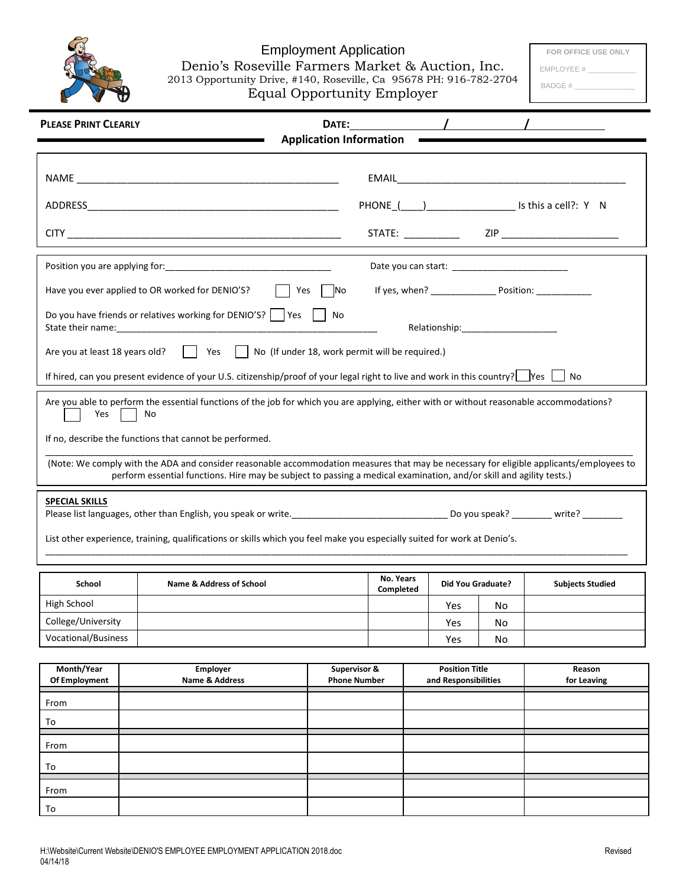# Employment Application

Denio's Roseville Farmers Market & Auction, Inc.
2013 Opportunity Drive, #140, Roseville, Ca 95678 PH: 916-782-2704
Equal Opportunity Employer

FOR OFFICE USE ONLY
EMPLOYEE # ___________
BADGE # ______________

**PLEASE PRINT CLEARLY** **DATE:**_______________/_____________/_____________

## Application Information

NAME _______________________________________________ EMAIL_________________________________________

ADDRESS_____________________________________________ PHONE_(____)________________ Is this a cell?: Y N

CITY _______________________________________________ STATE: __________ ZIP _____________________

Position you are applying for:________________________________ Date you can start: ______________________

Have you ever applied to OR worked for DENIO'S? ☐ Yes ☐ No If yes, when? ____________ Position: ___________

Do you have friends or relatives working for DENIO'S? ☐ Yes ☐ No
State their name:________________________________________________ Relationship:___________________

Are you at least 18 years old? ☐ Yes ☐ No (If under 18, work permit will be required.)

If hired, can you present evidence of your U.S. citizenship/proof of your legal right to live and work in this country? ☐ Yes ☐ No

Are you able to perform the essential functions of the job for which you are applying, either with or without reasonable accommodations?
☐ Yes ☐ No

If no, describe the functions that cannot be performed.

_____________________________________________________________________________________________________

(Note: We comply with the ADA and consider reasonable accommodation measures that may be necessary for eligible applicants/employees to perform essential functions. Hire may be subject to passing a medical examination, and/or skill and agility tests.)

**SPECIAL SKILLS**

Please list languages, other than English, you speak or write._______________________________ Do you speak? ________ write? ________

List other experience, training, qualifications or skills which you feel make you especially suited for work at Denio's.

_____________________________________________________________________________________________________

| School | Name & Address of School | No. Years Completed | Did You Graduate? | | Subjects Studied |
|---|---|---|---|---|---|
| High School | | | Yes | No | |
| College/University | | | Yes | No | |
| Vocational/Business | | | Yes | No | |

| Month/Year Of Employment | Employer Name & Address | Supervisor & Phone Number | Position Title and Responsibilities | Reason for Leaving |
|---|---|---|---|---|
| From | | | | |
| To | | | | |
| From | | | | |
| To | | | | |
| From | | | | |
| To | | | | |

H:\Website\Current Website\DENIO'S EMPLOYEE EMPLOYMENT APPLICATION 2018.doc Revised 04/14/18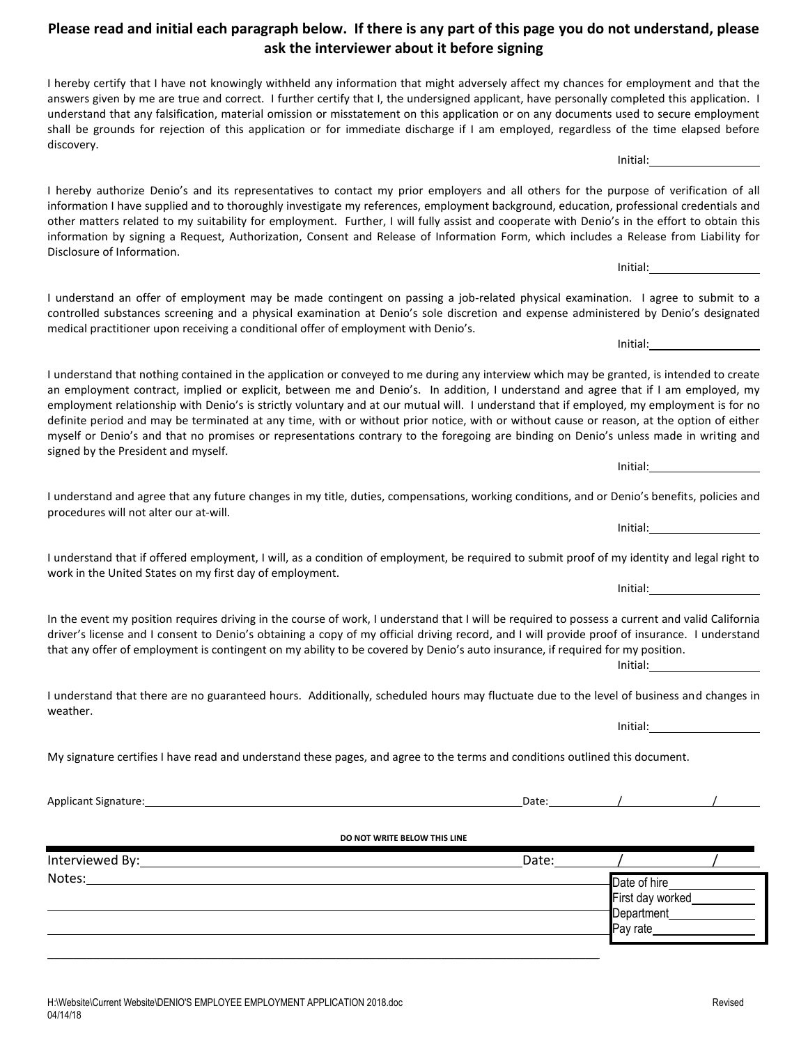**Please read and initial each paragraph below. If there is any part of this page you do not understand, please ask the interviewer about it before signing**

I hereby certify that I have not knowingly withheld any information that might adversely affect my chances for employment and that the answers given by me are true and correct. I further certify that I, the undersigned applicant, have personally completed this application. I understand that any falsification, material omission or misstatement on this application or on any documents used to secure employment shall be grounds for rejection of this application or for immediate discharge if I am employed, regardless of the time elapsed before discovery.

Initial:________________

I hereby authorize Denio's and its representatives to contact my prior employers and all others for the purpose of verification of all information I have supplied and to thoroughly investigate my references, employment background, education, professional credentials and other matters related to my suitability for employment. Further, I will fully assist and cooperate with Denio's in the effort to obtain this information by signing a Request, Authorization, Consent and Release of Information Form, which includes a Release from Liability for Disclosure of Information.

Initial:________________

I understand an offer of employment may be made contingent on passing a job-related physical examination. I agree to submit to a controlled substances screening and a physical examination at Denio's sole discretion and expense administered by Denio's designated medical practitioner upon receiving a conditional offer of employment with Denio's.

Initial:________________

I understand that nothing contained in the application or conveyed to me during any interview which may be granted, is intended to create an employment contract, implied or explicit, between me and Denio's. In addition, I understand and agree that if I am employed, my employment relationship with Denio's is strictly voluntary and at our mutual will. I understand that if employed, my employment is for no definite period and may be terminated at any time, with or without prior notice, with or without cause or reason, at the option of either myself or Denio's and that no promises or representations contrary to the foregoing are binding on Denio's unless made in writing and signed by the President and myself.

Initial:________________

I understand and agree that any future changes in my title, duties, compensations, working conditions, and or Denio's benefits, policies and procedures will not alter our at-will.

Initial:________________

I understand that if offered employment, I will, as a condition of employment, be required to submit proof of my identity and legal right to work in the United States on my first day of employment.

Initial:________________

In the event my position requires driving in the course of work, I understand that I will be required to possess a current and valid California driver's license and I consent to Denio's obtaining a copy of my official driving record, and I will provide proof of insurance. I understand that any offer of employment is contingent on my ability to be covered by Denio's auto insurance, if required for my position.

Initial:________________

I understand that there are no guaranteed hours. Additionally, scheduled hours may fluctuate due to the level of business and changes in weather.

Initial:________________

My signature certifies I have read and understand these pages, and agree to the terms and conditions outlined this document.

Applicant Signature:______________________________________________ Date:______/______/______

**DO NOT WRITE BELOW THIS LINE**

Interviewed By:______________________________________________ Date:______/______/______

Notes:______________________________________________

______________________________________________

______________________________________________

______________________________________________

Date of hire________________
First day worked________________
Department________________
Pay rate________________

H:\Website\Current Website\DENIO'S EMPLOYEE EMPLOYMENT APPLICATION 2018.doc Revised 04/14/18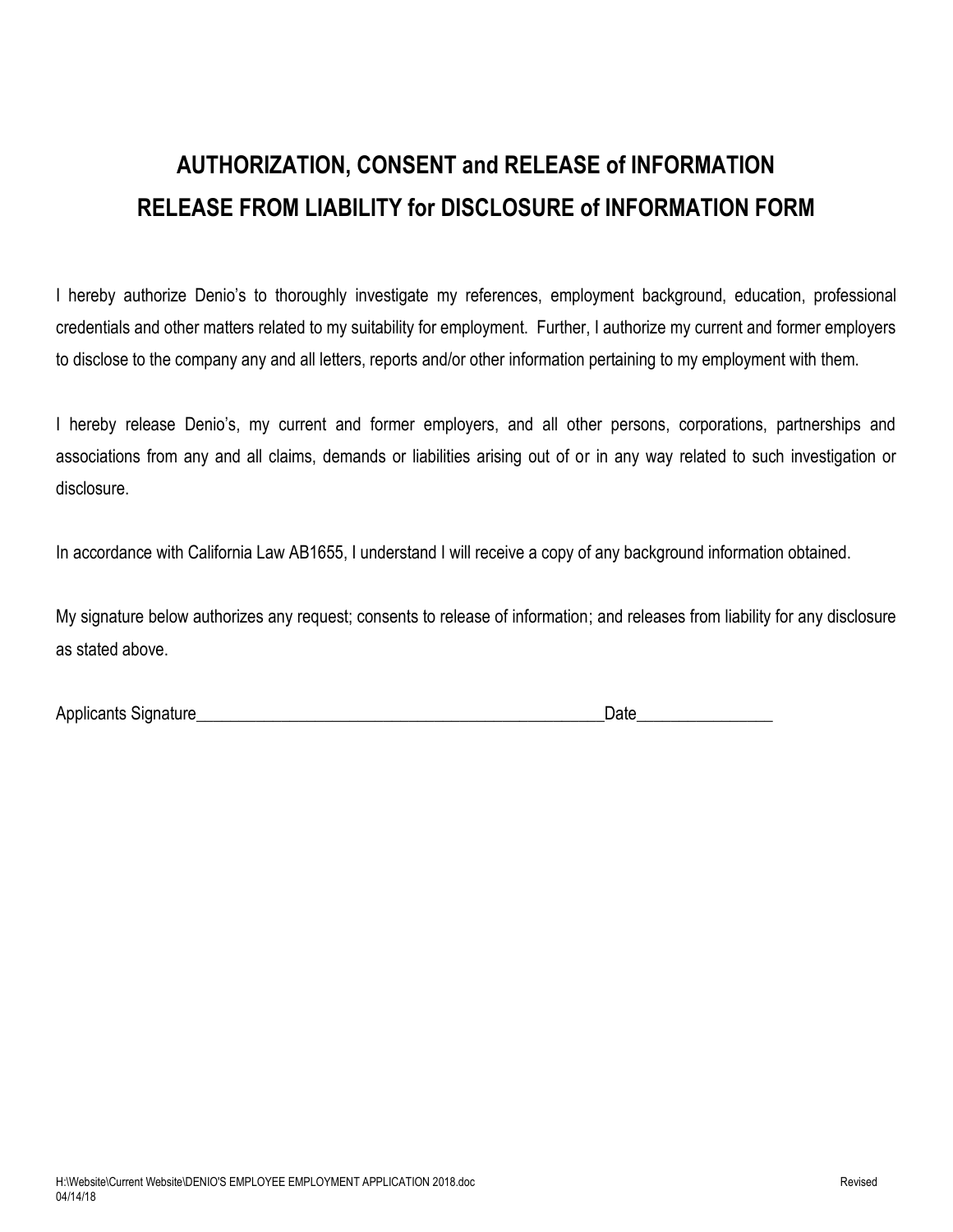# AUTHORIZATION, CONSENT and RELEASE of INFORMATION
# RELEASE FROM LIABILITY for DISCLOSURE of INFORMATION FORM

I hereby authorize Denio's to thoroughly investigate my references, employment background, education, professional credentials and other matters related to my suitability for employment. Further, I authorize my current and former employers to disclose to the company any and all letters, reports and/or other information pertaining to my employment with them.

I hereby release Denio's, my current and former employers, and all other persons, corporations, partnerships and associations from any and all claims, demands or liabilities arising out of or in any way related to such investigation or disclosure.

In accordance with California Law AB1655, I understand I will receive a copy of any background information obtained.

My signature below authorizes any request; consents to release of information; and releases from liability for any disclosure as stated above.

Applicants Signature_________________________________________________Date________________